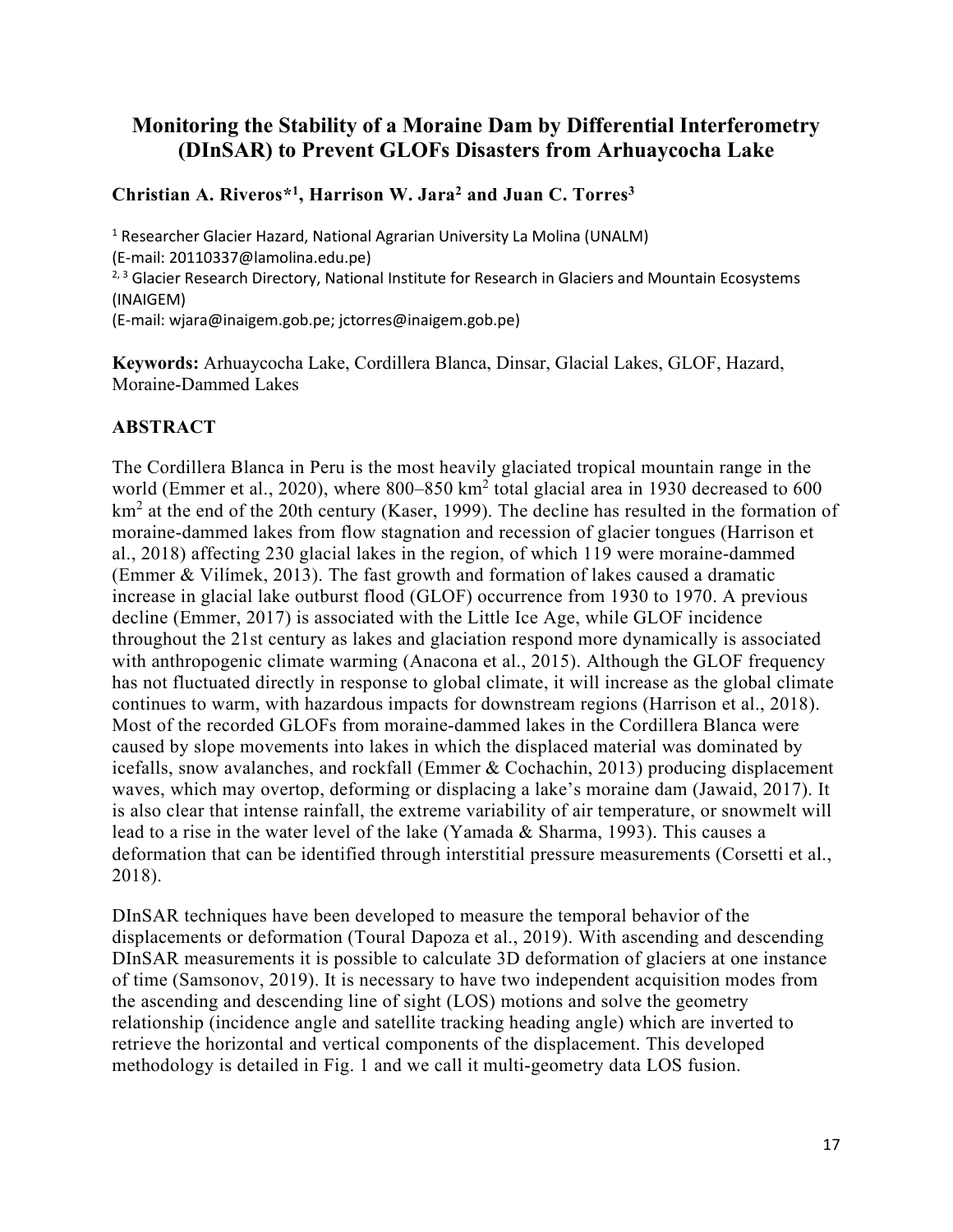# Monitoring the Stability of a Moraine Dam by Differential Interferometry (DInSAR) to Prevent GLOFs Disasters from Arhuaycocha Lake

**Christian A. Riveros*[1], Harrison W. Jara[2] and Juan C. Torres[3]**

[1] Researcher Glacier Hazard, National Agrarian University La Molina (UNALM)
(E-mail: 20110337@lamolina.edu.pe)
[2, 3] Glacier Research Directory, National Institute for Research in Glaciers and Mountain Ecosystems (INAIGEM)
(E-mail: wjara@inaigem.gob.pe; jctorres@inaigem.gob.pe)

**Keywords:** Arhuaycocha Lake, Cordillera Blanca, Dinsar, Glacial Lakes, GLOF, Hazard, Moraine-Dammed Lakes

## ABSTRACT

The Cordillera Blanca in Peru is the most heavily glaciated tropical mountain range in the world (Emmer et al., 2020), where 800–850 km$^2$ total glacial area in 1930 decreased to 600 km$^2$ at the end of the 20th century (Kaser, 1999). The decline has resulted in the formation of moraine-dammed lakes from flow stagnation and recession of glacier tongues (Harrison et al., 2018) affecting 230 glacial lakes in the region, of which 119 were moraine-dammed (Emmer & Vilímek, 2013). The fast growth and formation of lakes caused a dramatic increase in glacial lake outburst flood (GLOF) occurrence from 1930 to 1970. A previous decline (Emmer, 2017) is associated with the Little Ice Age, while GLOF incidence throughout the 21st century as lakes and glaciation respond more dynamically is associated with anthropogenic climate warming (Anacona et al., 2015). Although the GLOF frequency has not fluctuated directly in response to global climate, it will increase as the global climate continues to warm, with hazardous impacts for downstream regions (Harrison et al., 2018). Most of the recorded GLOFs from moraine-dammed lakes in the Cordillera Blanca were caused by slope movements into lakes in which the displaced material was dominated by icefalls, snow avalanches, and rockfall (Emmer & Cochachin, 2013) producing displacement waves, which may overtop, deforming or displacing a lake's moraine dam (Jawaid, 2017). It is also clear that intense rainfall, the extreme variability of air temperature, or snowmelt will lead to a rise in the water level of the lake (Yamada & Sharma, 1993). This causes a deformation that can be identified through interstitial pressure measurements (Corsetti et al., 2018).

DInSAR techniques have been developed to measure the temporal behavior of the displacements or deformation (Toural Dapoza et al., 2019). With ascending and descending DInSAR measurements it is possible to calculate 3D deformation of glaciers at one instance of time (Samsonov, 2019). It is necessary to have two independent acquisition modes from the ascending and descending line of sight (LOS) motions and solve the geometry relationship (incidence angle and satellite tracking heading angle) which are inverted to retrieve the horizontal and vertical components of the displacement. This developed methodology is detailed in Fig. 1 and we call it multi-geometry data LOS fusion.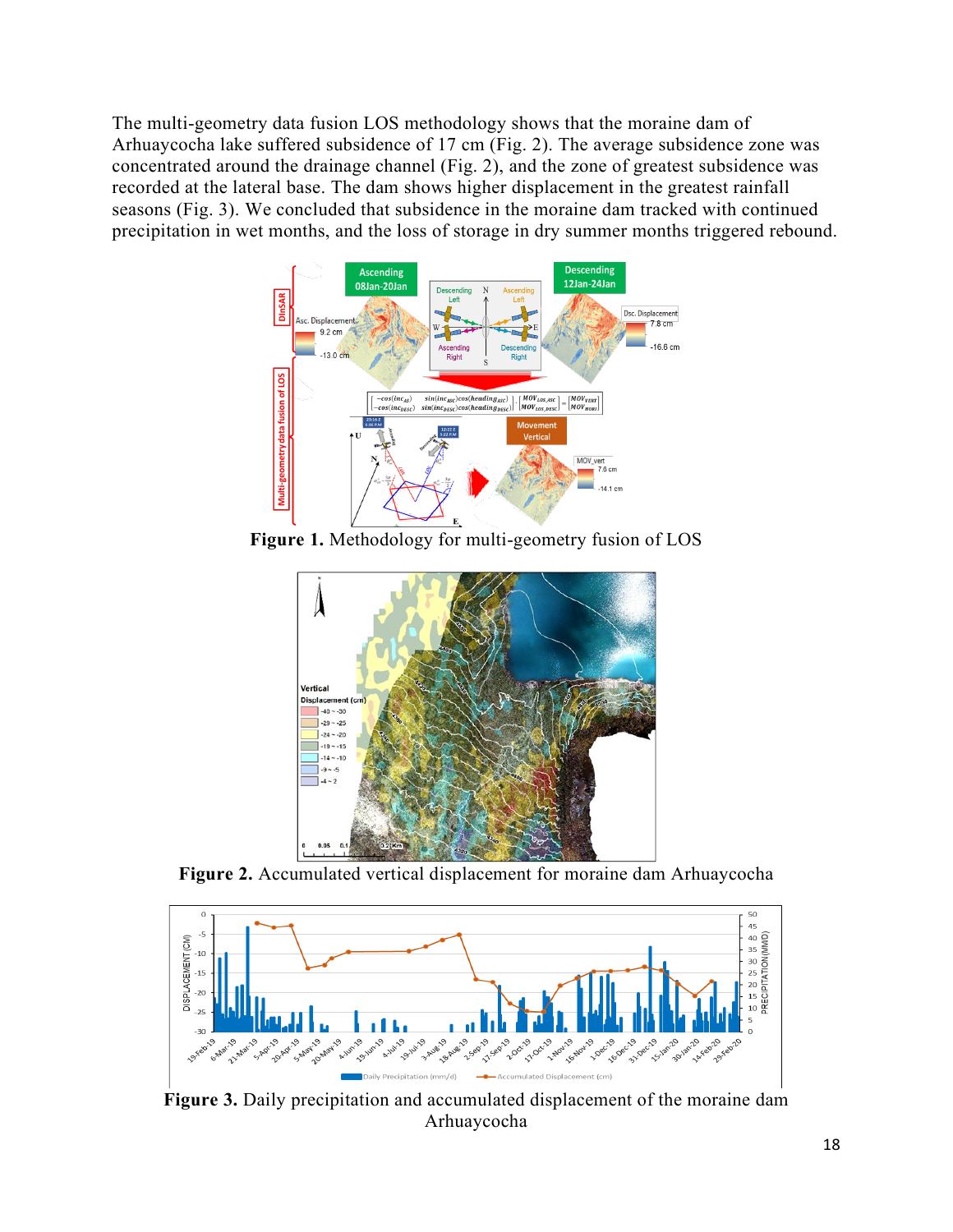The multi-geometry data fusion LOS methodology shows that the moraine dam of Arhuaycocha lake suffered subsidence of 17 cm (Fig. 2). The average subsidence zone was concentrated around the drainage channel (Fig. 2), and the zone of greatest subsidence was recorded at the lateral base. The dam shows higher displacement in the greatest rainfall seasons (Fig. 3). We concluded that subsidence in the moraine dam tracked with continued precipitation in wet months, and the loss of storage in dry summer months triggered rebound.

**Figure 1.** Methodology for multi-geometry fusion of LOS

**Figure 2.** Accumulated vertical displacement for moraine dam Arhuaycocha

**Figure 3.** Daily precipitation and accumulated displacement of the moraine dam Arhuaycocha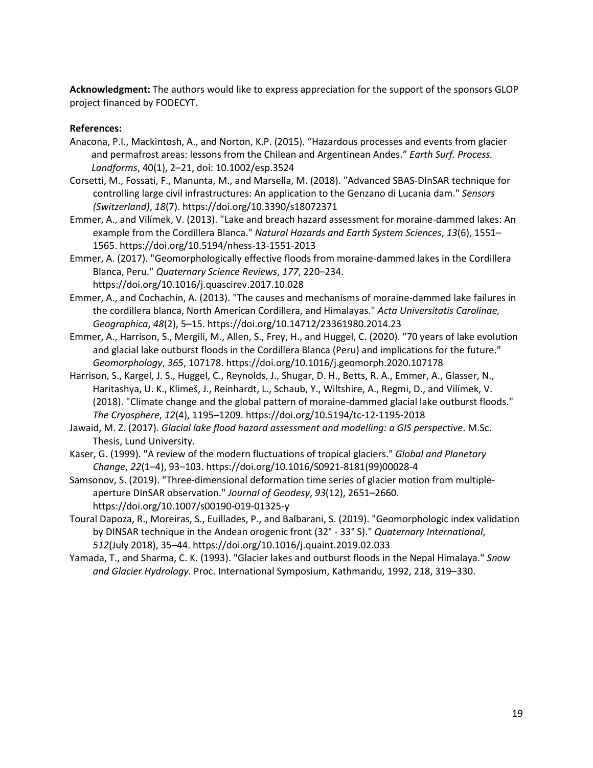**Acknowledgment:** The authors would like to express appreciation for the support of the sponsors GLOP project financed by FODECYT.

**References:**

Anacona, P.I., Mackintosh, A., and Norton, K.P. (2015). "Hazardous processes and events from glacier and permafrost areas: lessons from the Chilean and Argentinean Andes." *Earth Surf. Process. Landforms*, 40(1), 2–21, doi: 10.1002/esp.3524

Corsetti, M., Fossati, F., Manunta, M., and Marsella, M. (2018). "Advanced SBAS-DInSAR technique for controlling large civil infrastructures: An application to the Genzano di Lucania dam." *Sensors (Switzerland)*, *18*(7). https://doi.org/10.3390/s18072371

Emmer, A., and Vilímek, V. (2013). "Lake and breach hazard assessment for moraine-dammed lakes: An example from the Cordillera Blanca." *Natural Hazards and Earth System Sciences*, *13*(6), 1551–1565. https://doi.org/10.5194/nhess-13-1551-2013

Emmer, A. (2017). "Geomorphologically effective floods from moraine-dammed lakes in the Cordillera Blanca, Peru." *Quaternary Science Reviews*, *177*, 220–234. https://doi.org/10.1016/j.quascirev.2017.10.028

Emmer, A., and Cochachin, A. (2013). "The causes and mechanisms of moraine-dammed lake failures in the cordillera blanca, North American Cordillera, and Himalayas." *Acta Universitatis Carolinae, Geographica*, *48*(2), 5–15. https://doi.org/10.14712/23361980.2014.23

Emmer, A., Harrison, S., Mergili, M., Allen, S., Frey, H., and Huggel, C. (2020). "70 years of lake evolution and glacial lake outburst floods in the Cordillera Blanca (Peru) and implications for the future." *Geomorphology*, *365*, 107178. https://doi.org/10.1016/j.geomorph.2020.107178

Harrison, S., Kargel, J. S., Huggel, C., Reynolds, J., Shugar, D. H., Betts, R. A., Emmer, A., Glasser, N., Haritashya, U. K., Klimeš, J., Reinhardt, L., Schaub, Y., Wiltshire, A., Regmi, D., and Vilímek, V. (2018). "Climate change and the global pattern of moraine-dammed glacial lake outburst floods." *The Cryosphere*, *12*(4), 1195–1209. https://doi.org/10.5194/tc-12-1195-2018

Jawaid, M. Z. (2017). *Glacial lake flood hazard assessment and modelling: a GIS perspective*. M.Sc. Thesis, Lund University.

Kaser, G. (1999). "A review of the modern fluctuations of tropical glaciers." *Global and Planetary Change*, *22*(1–4), 93–103. https://doi.org/10.1016/S0921-8181(99)00028-4

Samsonov, S. (2019). "Three-dimensional deformation time series of glacier motion from multiple-aperture DInSAR observation." *Journal of Geodesy*, *93*(12), 2651–2660. https://doi.org/10.1007/s00190-019-01325-y

Toural Dapoza, R., Moreiras, S., Euillades, P., and Balbarani, S. (2019). "Geomorphologic index validation by DINSAR technique in the Andean orogenic front (32° - 33° S)." *Quaternary International*, *512*(July 2018), 35–44. https://doi.org/10.1016/j.quaint.2019.02.033

Yamada, T., and Sharma, C. K. (1993). "Glacier lakes and outburst floods in the Nepal Himalaya." *Snow and Glacier Hydrology.* Proc. International Symposium, Kathmandu, 1992, 218, 319–330.